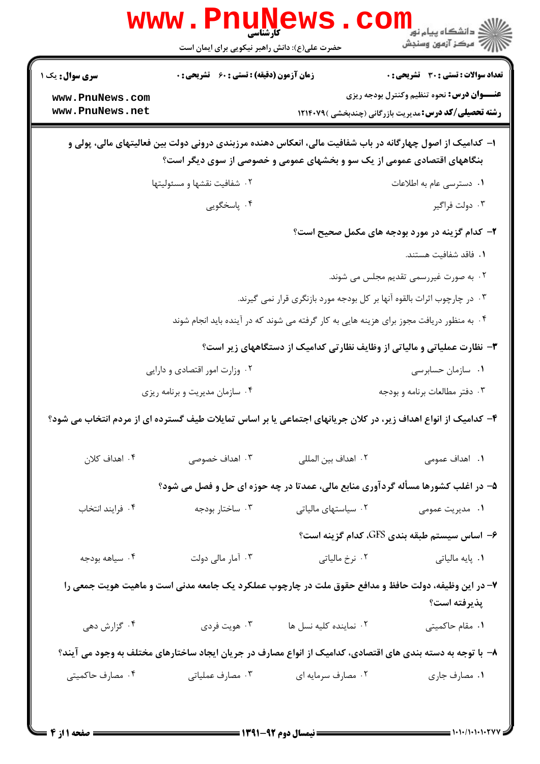**کارشناسی**

حضرت علی(ع): دانش راهبر نیکویی برای ایمان است

**سری سوال:** یک ۱

**زمان آزمون (دقیقه) : تستی : ۶۰ تشریحی : ۰**

**تعداد سوالات : تستی : ۳۰ تشریحی : ۰**

**عنـــوان درس:** نحوه تنظیم وکنترل بودجه ریزی

**رشته تحصیلی/کد درس:** مدیریت بازرگانی (چندبخشی )۱۲۱۴۰۷۹

**۱- کدامیک از اصول چهارگانه در باب شفافیت مالی، انعکاس دهنده مرزبندی درونی دولت بین فعالیتهای مالی، پولی و بنگاههای اقتصادی عمومی از یک سو و بخشهای عمومی و خصوصی از سوی دیگر است؟**

۱. دسترسی عام به اطلاعات
۲. شفافیت نقشها و مسئولیتها
۳. دولت فراگیر
۴. پاسخگویی

**۲- کدام گزینه در مورد بودجه های مکمل صحیح است؟**

۱. فاقد شفافیت هستند.
۲. به صورت غیررسمی تقدیم مجلس می شوند.
۳. در چارچوب اثرات بالقوه آنها بر کل بودجه مورد بازنگری قرار نمی گیرند.
۴. به منظور دریافت مجوز برای هزینه هایی به کار گرفته می شوند که در آینده باید انجام شوند

**۳- نظارت عملیاتی و مالیاتی از وظایف نظارتی کدامیک از دستگاههای زیر است؟**

۱. سازمان حسابرسی
۲. وزارت امور اقتصادی و دارایی
۳. دفتر مطالعات برنامه و بودجه
۴. سازمان مدیریت و برنامه ریزی

**۴- کدامیک از انواع اهداف زیر، در کلان جریانهای اجتماعی یا بر اساس تمایلات طیف گسترده ای از مردم انتخاب می شود؟**

۱. اهداف عمومی
۲. اهداف بین المللی
۳. اهداف خصوصی
۴. اهداف کلان

**۵- در اغلب کشورها مسأله گردآوری منابع مالی، عمدتا در چه حوزه ای حل و فصل می شود؟**

۱. مدیریت عمومی
۲. سیاستهای مالیاتی
۳. ساختار بودجه
۴. فرایند انتخاب

**۶- اساس سیستم طبقه بندی GFS، کدام گزینه است؟**

۱. پایه مالیاتی
۲. نرخ مالیاتی
۳. آمار مالی دولت
۴. سیاهه بودجه

**۷- در این وظیفه، دولت حافظ و مدافع حقوق ملت در چارچوب عملکرد یک جامعه مدنی است و ماهیت هویت جمعی را پذیرفته است؟**

۱. مقام حاکمیتی
۲. نماینده کلیه نسل ها
۳. هویت فردی
۴. گزارش دهی

**۸- با توجه به دسته بندی های اقتصادی، کدامیک از انواع مصارف در جریان ایجاد ساختارهای مختلف به وجود می آیند؟**

۱. مصارف جاری
۲. مصارف سرمایه ای
۳. مصارف عملیاتی
۴. مصارف حاکمیتی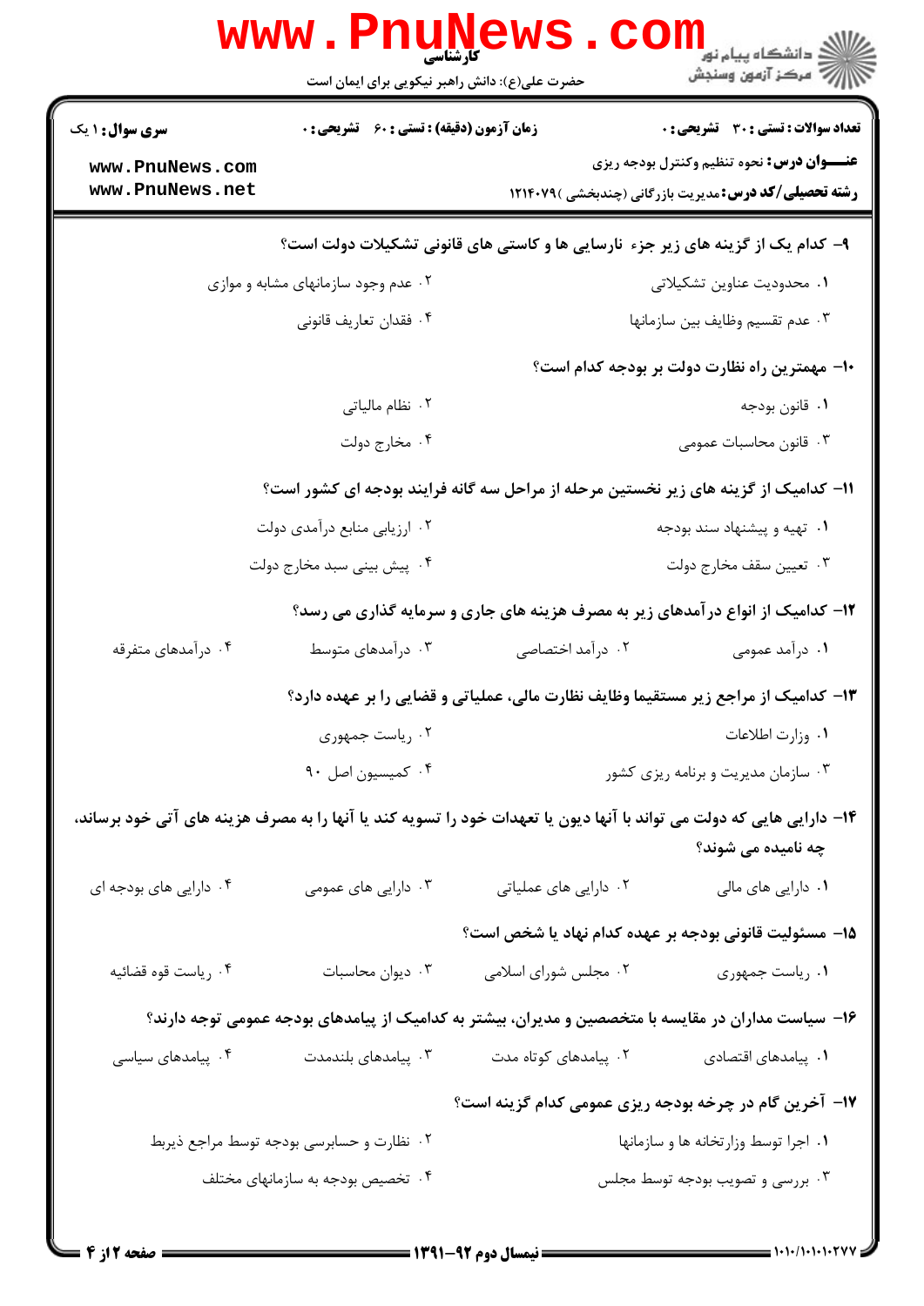**سری سوال:** ۱ یک

**زمان آزمون (دقیقه) : تستی :** ۶۰ **تشریحی :** ۰

**تعداد سوالات : تستی :** ۳۰ **تشریحی :** ۰

**عنـــوان درس:** نحوه تنظیم وکنترل بودجه ریزی

**رشته تحصیلی/کد درس:** مدیریت بازرگانی (چندبخشی )۱۲۱۴۰۷۹

۹- کدام یک از گزینه های زیر جزء نارسایی ها و کاستی های قانونی تشکیلات دولت است؟

۱. محدودیت عناوین تشکیلاتی

۲. عدم وجود سازمانهای مشابه و موازی

۳. عدم تقسیم وظایف بین سازمانها

۴. فقدان تعاریف قانونی

۱۰- مهمترین راه نظارت دولت بر بودجه کدام است؟

۱. قانون بودجه

۲. نظام مالیاتی

۳. قانون محاسبات عمومی

۴. مخارج دولت

۱۱- کدامیک از گزینه های زیر نخستین مرحله از مراحل سه گانه فرایند بودجه ای کشور است؟

۱. تهیه و پیشنهاد سند بودجه

۲. ارزیابی منابع درآمدی دولت

۳. تعیین سقف مخارج دولت

۴. پیش بینی سبد مخارج دولت

۱۲- کدامیک از انواع درآمدهای زیر به مصرف هزینه های جاری و سرمایه گذاری می رسد؟

۱. درآمد عمومی

۲. درآمد اختصاصی

۳. درآمدهای متوسط

۴. درآمدهای متفرقه

۱۳- کدامیک از مراجع زیر مستقیما وظایف نظارت مالی، عملیاتی و قضایی را بر عهده دارد؟

۱. وزارت اطلاعات

۲. ریاست جمهوری

۳. سازمان مدیریت و برنامه ریزی کشور

۴. کمیسیون اصل ۹۰

۱۴- دارایی هایی که دولت می تواند با آنها دیون یا تعهدات خود را تسویه کند یا آنها را به مصرف هزینه های آتی خود برساند، چه نامیده می شوند؟

۱. دارایی های مالی

۲. دارایی های عملیاتی

۳. دارایی های عمومی

۴. دارایی های بودجه ای

۱۵- مسئولیت قانونی بودجه بر عهده کدام نهاد یا شخص است؟

۱. ریاست جمهوری

۲. مجلس شورای اسلامی

۳. دیوان محاسبات

۴. ریاست قوه قضائیه

۱۶- سیاست مداران در مقایسه با متخصصین و مدیران، بیشتر به کدامیک از پیامدهای بودجه عمومی توجه دارند؟

۱. پیامدهای اقتصادی

۲. پیامدهای کوتاه مدت

۳. پیامدهای بلندمدت

۴. پیامدهای سیاسی

۱۷- آخرین گام در چرخه بودجه ریزی عمومی کدام گزینه است؟

۱. اجرا توسط وزارتخانه ها و سازمانها

۲. نظارت و حسابرسی بودجه توسط مراجع ذیربط

۳. بررسی و تصویب بودجه توسط مجلس

۴. تخصیص بودجه به سازمانهای مختلف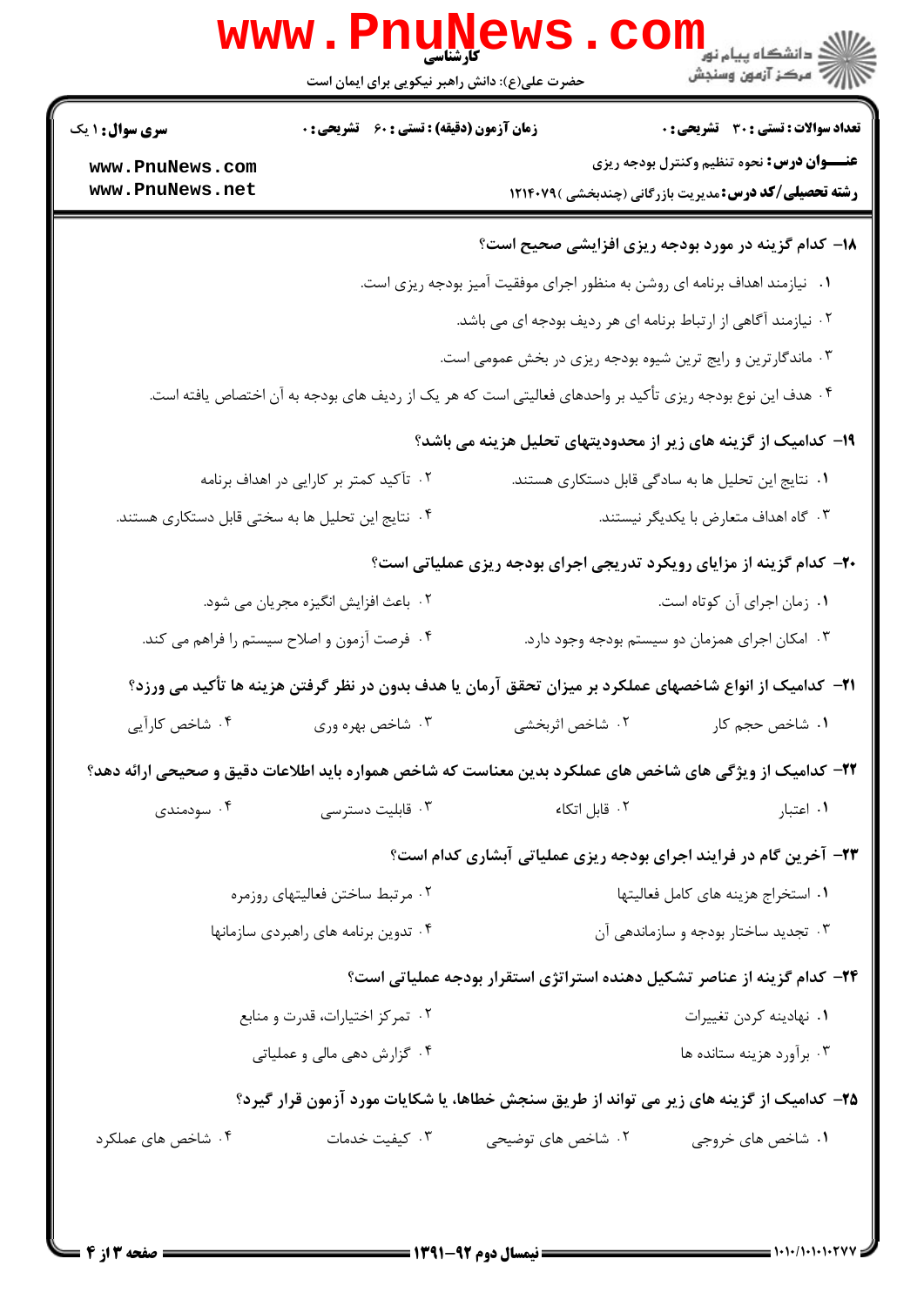۱۸- کدام گزینه در مورد بودجه ریزی افزایشی صحیح است؟

۱. نیازمند اهداف برنامه ای روشن به منظور اجرای موفقیت آمیز بودجه ریزی است.

۲. نیازمند آگاهی از ارتباط برنامه ای هر ردیف بودجه ای می باشد.

۳. ماندگارترین و رایج ترین شیوه بودجه ریزی در بخش عمومی است.

۴. هدف این نوع بودجه ریزی تأکید بر واحدهای فعالیتی است که هر یک از ردیف های بودجه به آن اختصاص یافته است.

۱۹- کدامیک از گزینه های زیر از محدودیتهای تحلیل هزینه می باشد؟

۱. نتایج این تحلیل ها به سادگی قابل دستکاری هستند.

۲. تأکید کمتر بر کارایی در اهداف برنامه

۳. گاه اهداف متعارض با یکدیگر نیستند.

۴. نتایج این تحلیل ها به سختی قابل دستکاری هستند.

۲۰- کدام گزینه از مزایای رویکرد تدریجی اجرای بودجه ریزی عملیاتی است؟

۱. زمان اجرای آن کوتاه است.

۲. باعث افزایش انگیزه مجریان می شود.

۳. امکان اجرای همزمان دو سیستم بودجه وجود دارد.

۴. فرصت آزمون و اصلاح سیستم را فراهم می کند.

۲۱- کدامیک از انواع شاخصهای عملکرد بر میزان تحقق آرمان یا هدف بدون در نظر گرفتن هزینه ها تأکید می ورزد؟

۱. شاخص حجم کار

۲. شاخص اثربخشی

۳. شاخص بهره وری

۴. شاخص کارآیی

۲۲- کدامیک از ویژگی های شاخص های عملکرد بدین معناست که شاخص همواره باید اطلاعات دقیق و صحیحی ارائه دهد؟

۱. اعتبار

۲. قابل اتکاء

۳. قابلیت دسترسی

۴. سودمندی

۲۳- آخرین گام در فرایند اجرای بودجه ریزی عملیاتی آبشاری کدام است؟

۱. استخراج هزینه های کامل فعالیتها

۲. مرتبط ساختن فعالیتهای روزمره

۳. تجدید ساختار بودجه و سازماندهی آن

۴. تدوین برنامه های راهبردی سازمانها

۲۴- کدام گزینه از عناصر تشکیل دهنده استراتژی استقرار بودجه عملیاتی است؟

۱. نهادینه کردن تغییرات

۲. تمرکز اختیارات، قدرت و منابع

۳. برآورد هزینه ستانده ها

۴. گزارش دهی مالی و عملیاتی

۲۵- کدامیک از گزینه های زیر می تواند از طریق سنجش خطاها، یا شکایات مورد آزمون قرار گیرد؟

۱. شاخص های خروجی

۲. شاخص های توضیحی

۳. کیفیت خدمات

۴. شاخص های عملکرد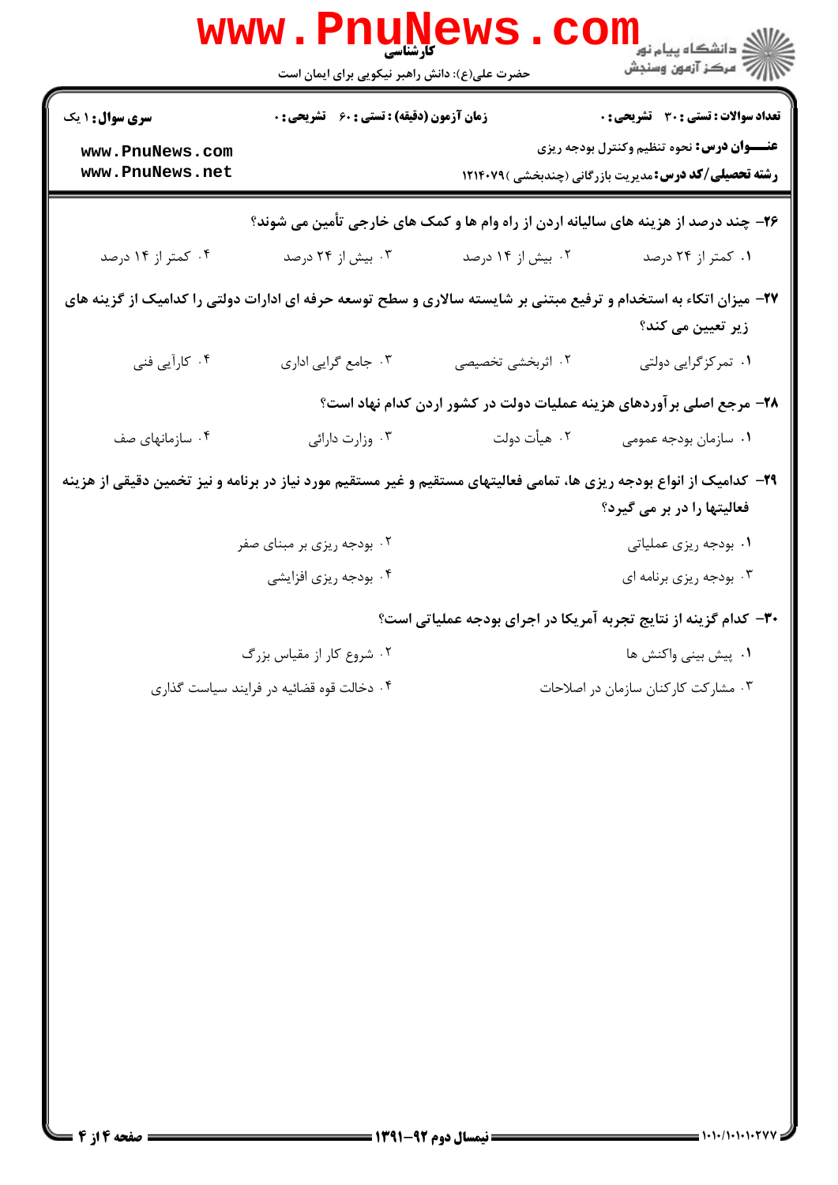۲۶- چند درصد از هزینه های سالیانه اردن از راه وام ها و کمک های خارجی تأمین می شوند؟

۱. کمتر از ۲۴ درصد
۲. بیش از ۱۴ درصد
۳. بیش از ۲۴ درصد
۴. کمتر از ۱۴ درصد

۲۷- میزان اتکاء به استخدام و ترفیع مبتنی بر شایسته سالاری و سطح توسعه حرفه ای ادارات دولتی را کدامیک از گزینه های زیر تعیین می کند؟

۱. تمرکزگرایی دولتی
۲. اثربخشی تخصیصی
۳. جامع گرایی اداری
۴. کارآیی فنی

۲۸- مرجع اصلی برآوردهای هزینه عملیات دولت در کشور اردن کدام نهاد است؟

۱. سازمان بودجه عمومی
۲. هیأت دولت
۳. وزارت دارائی
۴. سازمانهای صف

۲۹- کدامیک از انواع بودجه ریزی ها، تمامی فعالیتهای مستقیم و غیر مستقیم مورد نیاز در برنامه و نیز تخمین دقیقی از هزینه فعالیتها را در بر می گیرد؟

۱. بودجه ریزی عملیاتی
۲. بودجه ریزی بر مبنای صفر
۳. بودجه ریزی برنامه ای
۴. بودجه ریزی افزایشی

۳۰- کدام گزینه از نتایج تجربه آمریکا در اجرای بودجه عملیاتی است؟

۱. پیش بینی واکنش ها
۲. شروع کار از مقیاس بزرگ
۳. مشارکت کارکنان سازمان در اصلاحات
۴. دخالت قوه قضائیه در فرایند سیاست گذاری